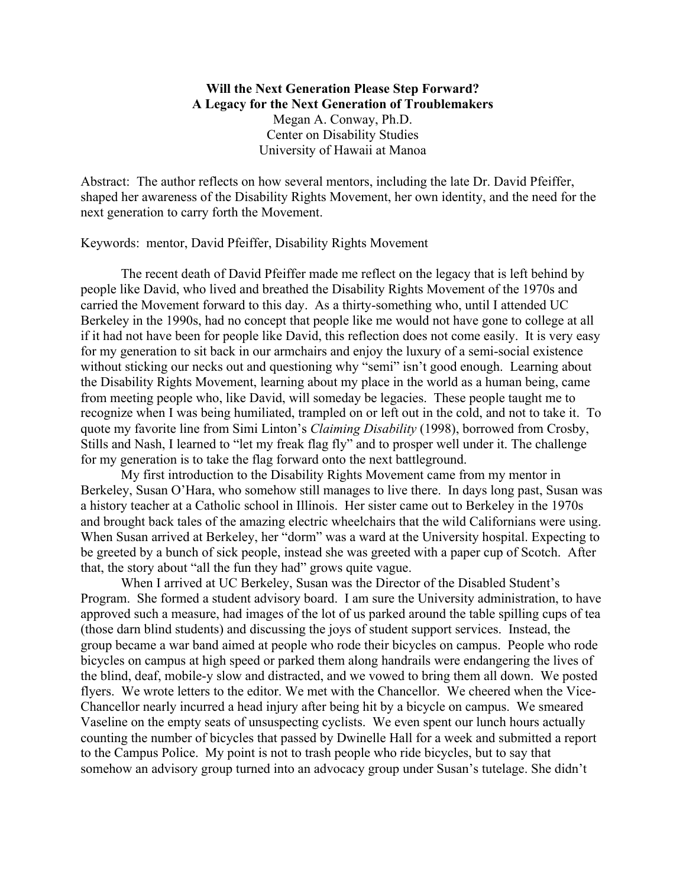**Will the Next Generation Please Step Forward?**
**A Legacy for the Next Generation of Troublemakers**

Megan A. Conway, Ph.D.
Center on Disability Studies
University of Hawaii at Manoa

Abstract: The author reflects on how several mentors, including the late Dr. David Pfeiffer, shaped her awareness of the Disability Rights Movement, her own identity, and the need for the next generation to carry forth the Movement.

Keywords: mentor, David Pfeiffer, Disability Rights Movement

The recent death of David Pfeiffer made me reflect on the legacy that is left behind by people like David, who lived and breathed the Disability Rights Movement of the 1970s and carried the Movement forward to this day. As a thirty-something who, until I attended UC Berkeley in the 1990s, had no concept that people like me would not have gone to college at all if it had not have been for people like David, this reflection does not come easily. It is very easy for my generation to sit back in our armchairs and enjoy the luxury of a semi-social existence without sticking our necks out and questioning why "semi" isn't good enough. Learning about the Disability Rights Movement, learning about my place in the world as a human being, came from meeting people who, like David, will someday be legacies. These people taught me to recognize when I was being humiliated, trampled on or left out in the cold, and not to take it. To quote my favorite line from Simi Linton's *Claiming Disability* (1998), borrowed from Crosby, Stills and Nash, I learned to "let my freak flag fly" and to prosper well under it. The challenge for my generation is to take the flag forward onto the next battleground.

My first introduction to the Disability Rights Movement came from my mentor in Berkeley, Susan O'Hara, who somehow still manages to live there. In days long past, Susan was a history teacher at a Catholic school in Illinois. Her sister came out to Berkeley in the 1970s and brought back tales of the amazing electric wheelchairs that the wild Californians were using. When Susan arrived at Berkeley, her "dorm" was a ward at the University hospital. Expecting to be greeted by a bunch of sick people, instead she was greeted with a paper cup of Scotch. After that, the story about "all the fun they had" grows quite vague.

When I arrived at UC Berkeley, Susan was the Director of the Disabled Student's Program. She formed a student advisory board. I am sure the University administration, to have approved such a measure, had images of the lot of us parked around the table spilling cups of tea (those darn blind students) and discussing the joys of student support services. Instead, the group became a war band aimed at people who rode their bicycles on campus. People who rode bicycles on campus at high speed or parked them along handrails were endangering the lives of the blind, deaf, mobile-y slow and distracted, and we vowed to bring them all down. We posted flyers. We wrote letters to the editor. We met with the Chancellor. We cheered when the Vice-Chancellor nearly incurred a head injury after being hit by a bicycle on campus. We smeared Vaseline on the empty seats of unsuspecting cyclists. We even spent our lunch hours actually counting the number of bicycles that passed by Dwinelle Hall for a week and submitted a report to the Campus Police. My point is not to trash people who ride bicycles, but to say that somehow an advisory group turned into an advocacy group under Susan's tutelage. She didn't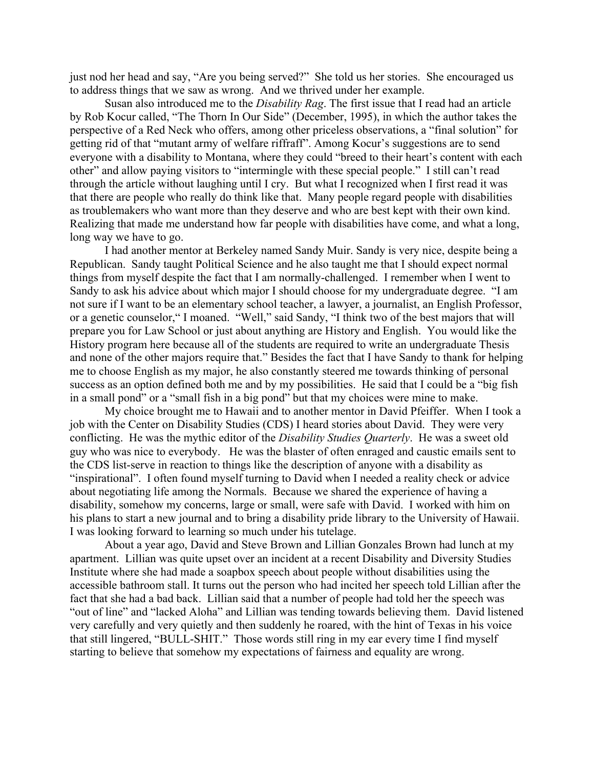just nod her head and say, "Are you being served?" She told us her stories. She encouraged us to address things that we saw as wrong. And we thrived under her example.

Susan also introduced me to the *Disability Rag*. The first issue that I read had an article by Rob Kocur called, "The Thorn In Our Side" (December, 1995), in which the author takes the perspective of a Red Neck who offers, among other priceless observations, a "final solution" for getting rid of that "mutant army of welfare riffraff". Among Kocur's suggestions are to send everyone with a disability to Montana, where they could "breed to their heart's content with each other" and allow paying visitors to "intermingle with these special people." I still can't read through the article without laughing until I cry. But what I recognized when I first read it was that there are people who really do think like that. Many people regard people with disabilities as troublemakers who want more than they deserve and who are best kept with their own kind. Realizing that made me understand how far people with disabilities have come, and what a long, long way we have to go.

I had another mentor at Berkeley named Sandy Muir. Sandy is very nice, despite being a Republican. Sandy taught Political Science and he also taught me that I should expect normal things from myself despite the fact that I am normally-challenged. I remember when I went to Sandy to ask his advice about which major I should choose for my undergraduate degree. "I am not sure if I want to be an elementary school teacher, a lawyer, a journalist, an English Professor, or a genetic counselor," I moaned. "Well," said Sandy, "I think two of the best majors that will prepare you for Law School or just about anything are History and English. You would like the History program here because all of the students are required to write an undergraduate Thesis and none of the other majors require that." Besides the fact that I have Sandy to thank for helping me to choose English as my major, he also constantly steered me towards thinking of personal success as an option defined both me and by my possibilities. He said that I could be a "big fish in a small pond" or a "small fish in a big pond" but that my choices were mine to make.

My choice brought me to Hawaii and to another mentor in David Pfeiffer. When I took a job with the Center on Disability Studies (CDS) I heard stories about David. They were very conflicting. He was the mythic editor of the *Disability Studies Quarterly*. He was a sweet old guy who was nice to everybody. He was the blaster of often enraged and caustic emails sent to the CDS list-serve in reaction to things like the description of anyone with a disability as "inspirational". I often found myself turning to David when I needed a reality check or advice about negotiating life among the Normals. Because we shared the experience of having a disability, somehow my concerns, large or small, were safe with David. I worked with him on his plans to start a new journal and to bring a disability pride library to the University of Hawaii. I was looking forward to learning so much under his tutelage.

About a year ago, David and Steve Brown and Lillian Gonzales Brown had lunch at my apartment. Lillian was quite upset over an incident at a recent Disability and Diversity Studies Institute where she had made a soapbox speech about people without disabilities using the accessible bathroom stall. It turns out the person who had incited her speech told Lillian after the fact that she had a bad back. Lillian said that a number of people had told her the speech was "out of line" and "lacked Aloha" and Lillian was tending towards believing them. David listened very carefully and very quietly and then suddenly he roared, with the hint of Texas in his voice that still lingered, "BULL-SHIT." Those words still ring in my ear every time I find myself starting to believe that somehow my expectations of fairness and equality are wrong.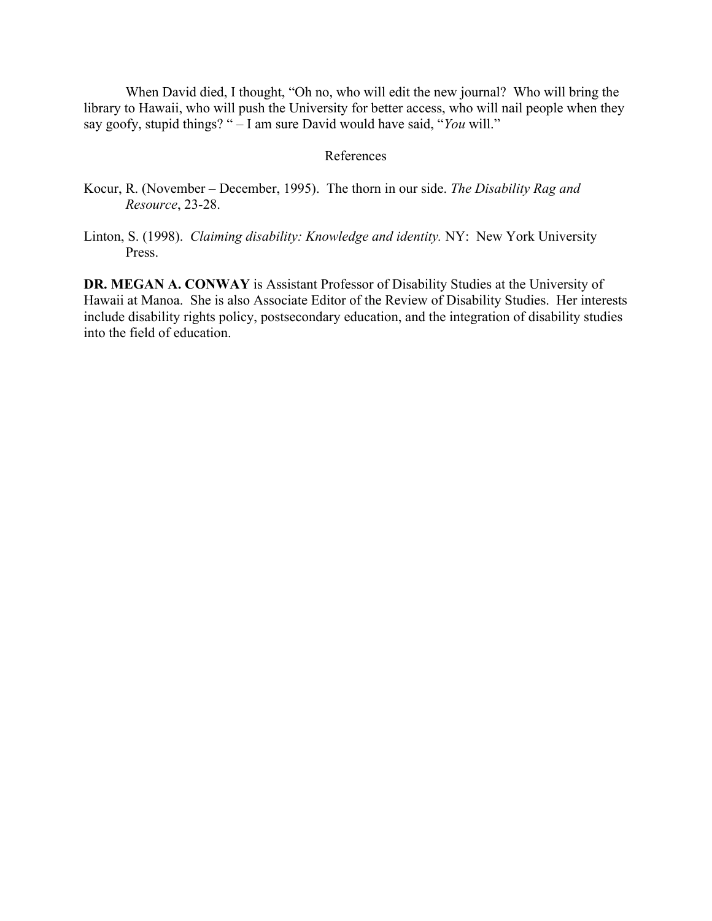When David died, I thought, "Oh no, who will edit the new journal? Who will bring the library to Hawaii, who will push the University for better access, who will nail people when they say goofy, stupid things? " – I am sure David would have said, "*You* will."

## References

Kocur, R. (November – December, 1995). The thorn in our side. *The Disability Rag and Resource*, 23-28.

Linton, S. (1998). *Claiming disability: Knowledge and identity.* NY: New York University Press.

**DR. MEGAN A. CONWAY** is Assistant Professor of Disability Studies at the University of Hawaii at Manoa. She is also Associate Editor of the Review of Disability Studies. Her interests include disability rights policy, postsecondary education, and the integration of disability studies into the field of education.